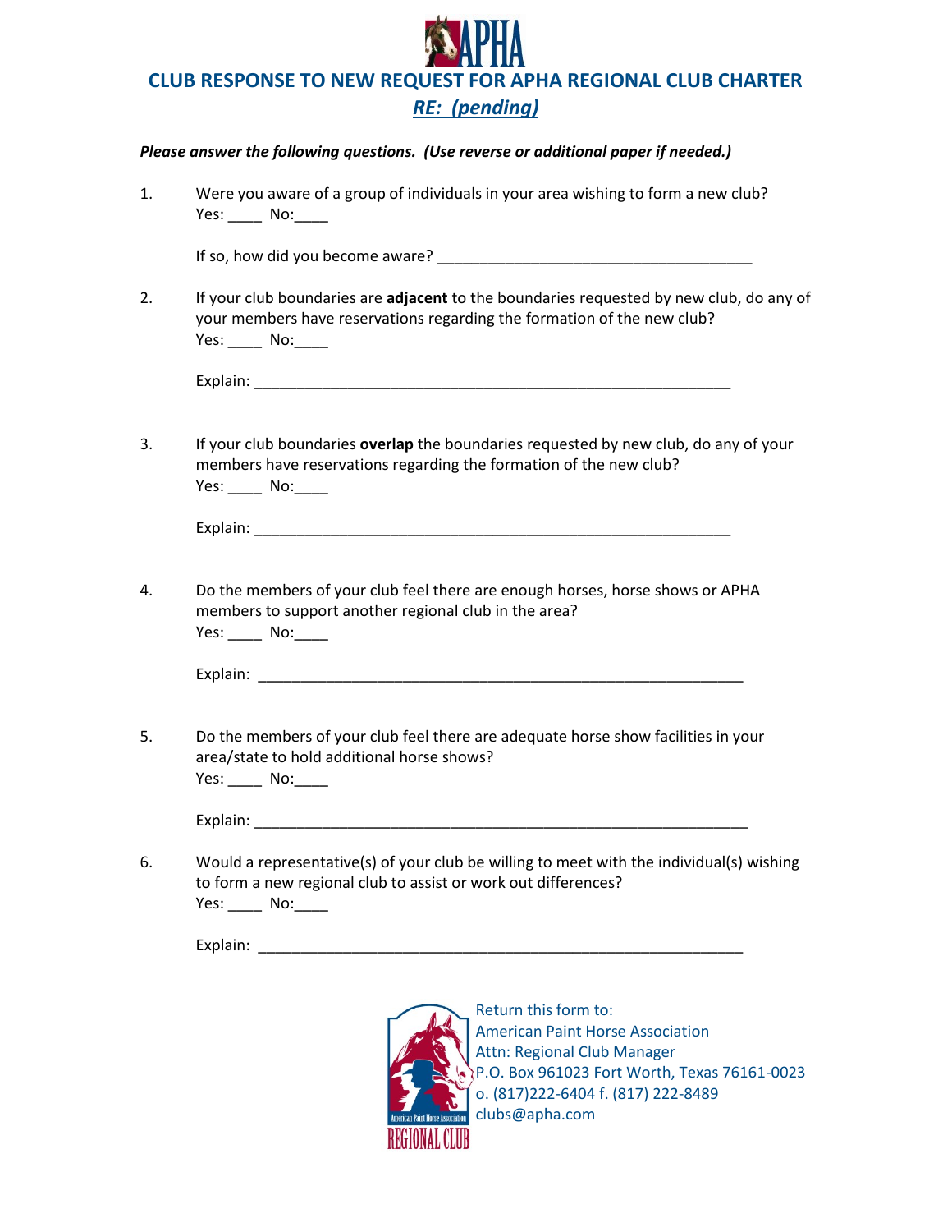APHA

# CLUB RESPONSE TO NEW REQUEST FOR APHA REGIONAL CLUB CHARTER

## *RE: (pending)*

***Please answer the following questions. (Use reverse or additional paper if needed.)***

1. Were you aware of a group of individuals in your area wishing to form a new club?
   Yes: ____ No:____

   If so, how did you become aware? ____________________________________

2. If your club boundaries are **adjacent** to the boundaries requested by new club, do any of your members have reservations regarding the formation of the new club?
   Yes: ____ No:____

   Explain: ________________________________________________________

3. If your club boundaries **overlap** the boundaries requested by new club, do any of your members have reservations regarding the formation of the new club?
   Yes: ____ No:____

   Explain: ________________________________________________________

4. Do the members of your club feel there are enough horses, horse shows or APHA members to support another regional club in the area?
   Yes: ____ No:____

   Explain: ________________________________________________________

5. Do the members of your club feel there are adequate horse show facilities in your area/state to hold additional horse shows?
   Yes: ____ No:____

   Explain: ________________________________________________________

6. Would a representative(s) of your club be willing to meet with the individual(s) wishing to form a new regional club to assist or work out differences?
   Yes: ____ No:____

   Explain: ________________________________________________________

American Paint Horse Association
REGIONAL CLUB

Return this form to:
American Paint Horse Association
Attn: Regional Club Manager
P.O. Box 961023 Fort Worth, Texas 76161-0023
o. (817)222-6404 f. (817) 222-8489
clubs@apha.com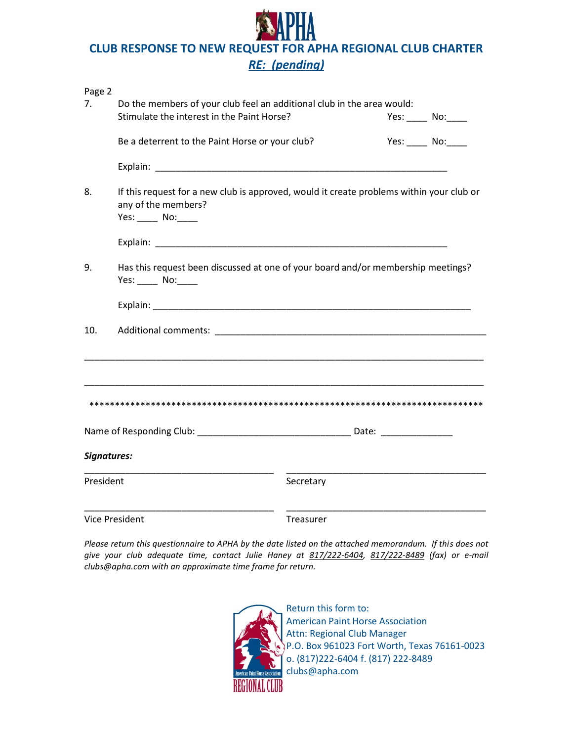## CLUB RESPONSE TO NEW REQUEST FOR APHA REGIONAL CLUB CHARTER

### *RE: (pending)*

Page 2

7. Do the members of your club feel an additional club in the area would:
   Stimulate the interest in the Paint Horse? Yes: ____ No:____

   Be a deterrent to the Paint Horse or your club? Yes: ____ No:____

   Explain: ___________________________________________________________

8. If this request for a new club is approved, would it create problems within your club or any of the members?
   Yes: ____ No:____

   Explain: ___________________________________________________________

9. Has this request been discussed at one of your board and/or membership meetings?
   Yes: ____ No:____

   Explain: ____________________________________________________________________

10. Additional comments: __________________________________________________________

_________________________________________________________________________________

_________________________________________________________________________________

*******************************************************************************

Name of Responding Club: ________________________________ Date: ______________

***Signatures:***

______________________________________ ________________________________________
President Secretary

______________________________________ ________________________________________
Vice President Treasurer

*Please return this questionnaire to APHA by the date listed on the attached memorandum. If this does not give your club adequate time, contact Julie Haney at 817/222-6404, 817/222-8489 (fax) or e-mail clubs@apha.com with an approximate time frame for return.*

Return this form to:
American Paint Horse Association
Attn: Regional Club Manager
P.O. Box 961023 Fort Worth, Texas 76161-0023
o. (817)222-6404 f. (817) 222-8489
clubs@apha.com